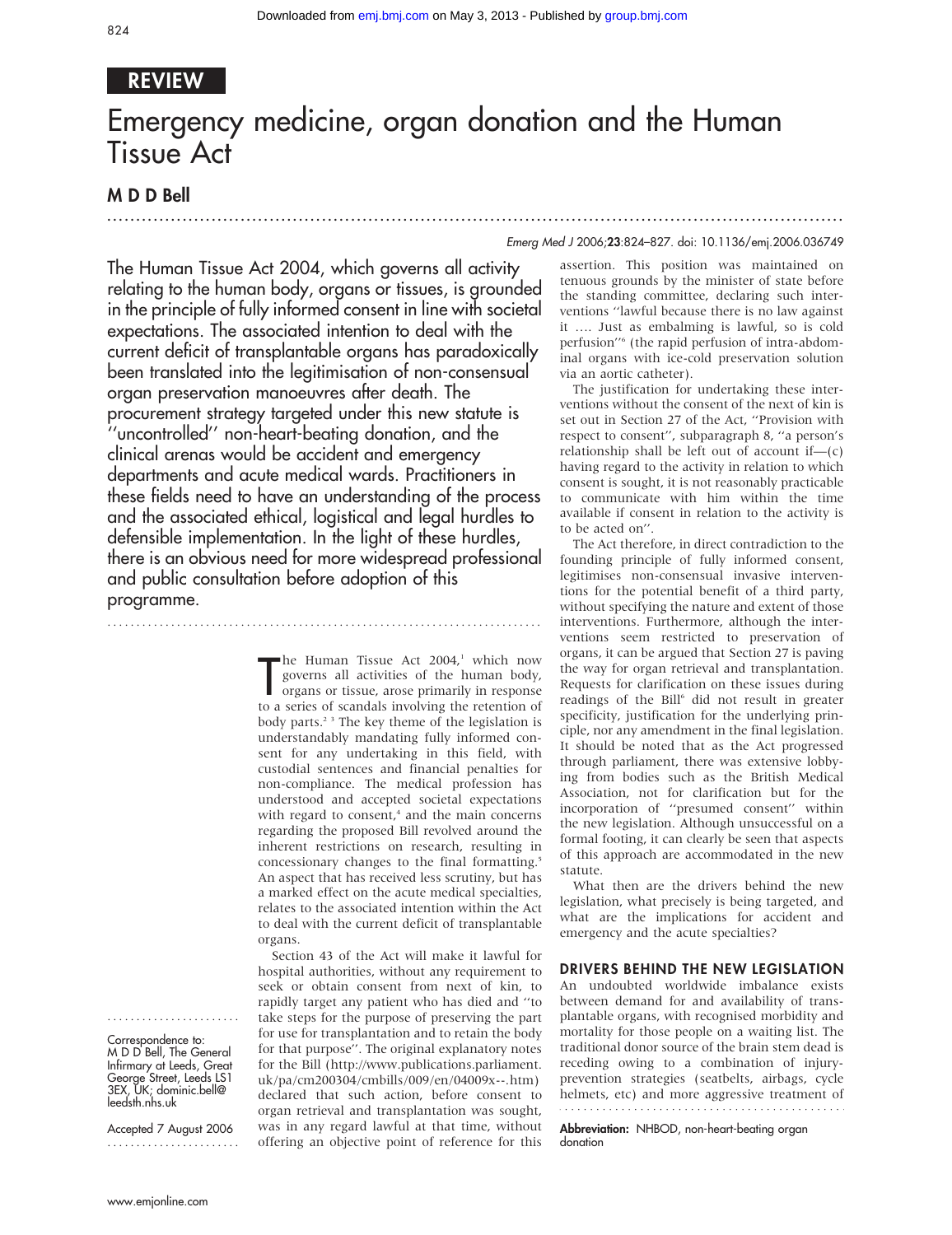REVIEW

# Emergency medicine, organ donation and the Human Tissue Act

**M D D Bell**

*Emerg Med J* 2006;**23**:824–827. doi: 10.1136/emj.2006.036749

The Human Tissue Act 2004, which governs all activity relating to the human body, organs or tissues, is grounded in the principle of fully informed consent in line with societal expectations. The associated intention to deal with the current deficit of transplantable organs has paradoxically been translated into the legitimisation of non-consensual organ preservation manoeuvres after death. The procurement strategy targeted under this new statute is "uncontrolled" non-heart-beating donation, and the clinical arenas would be accident and emergency departments and acute medical wards. Practitioners in these fields need to have an understanding of the process and the associated ethical, logistical and legal hurdles to defensible implementation. In the light of these hurdles, there is an obvious need for more widespread professional and public consultation before adoption of this programme.

The Human Tissue Act 2004,[1] which now governs all activities of the human body, organs or tissue, arose primarily in response to a series of scandals involving the retention of body parts.[2 3] The key theme of the legislation is understandably mandating fully informed consent for any undertaking in this field, with custodial sentences and financial penalties for non-compliance. The medical profession has understood and accepted societal expectations with regard to consent,[4] and the main concerns regarding the proposed Bill revolved around the inherent restrictions on research, resulting in concessionary changes to the final formatting.[5] An aspect that has received less scrutiny, but has a marked effect on the acute medical specialties, relates to the associated intention within the Act to deal with the current deficit of transplantable organs.

Section 43 of the Act will make it lawful for hospital authorities, without any requirement to seek or obtain consent from next of kin, to rapidly target any patient who has died and "to take steps for the purpose of preserving the part for use for transplantation and to retain the body for that purpose". The original explanatory notes for the Bill (http://www.publications.parliament.uk/pa/cm200304/cmbills/009/en/04009x--.htm) declared that such action, before consent to organ retrieval and transplantation was sought, was in any regard lawful at that time, without offering an objective point of reference for this assertion. This position was maintained on tenuous grounds by the minister of state before the standing committee, declaring such interventions "lawful because there is no law against it …. Just as embalming is lawful, so is cold perfusion"[6] (the rapid perfusion of intra-abdominal organs with ice-cold preservation solution via an aortic catheter).

The justification for undertaking these interventions without the consent of the next of kin is set out in Section 27 of the Act, "Provision with respect to consent", subparagraph 8, "a person's relationship shall be left out of account if—(c) having regard to the activity in relation to which consent is sought, it is not reasonably practicable to communicate with him within the time available if consent in relation to the activity is to be acted on".

The Act therefore, in direct contradiction to the founding principle of fully informed consent, legitimises non-consensual invasive interventions for the potential benefit of a third party, without specifying the nature and extent of those interventions. Furthermore, although the interventions seem restricted to preservation of organs, it can be argued that Section 27 is paving the way for organ retrieval and transplantation. Requests for clarification on these issues during readings of the Bill[6] did not result in greater specificity, justification for the underlying principle, nor any amendment in the final legislation. It should be noted that as the Act progressed through parliament, there was extensive lobbying from bodies such as the British Medical Association, not for clarification but for the incorporation of "presumed consent" within the new legislation. Although unsuccessful on a formal footing, it can clearly be seen that aspects of this approach are accommodated in the new statute.

What then are the drivers behind the new legislation, what precisely is being targeted, and what are the implications for accident and emergency and the acute specialties?

## DRIVERS BEHIND THE NEW LEGISLATION

An undoubted worldwide imbalance exists between demand for and availability of transplantable organs, with recognised morbidity and mortality for those people on a waiting list. The traditional donor source of the brain stem dead is receding owing to a combination of injury-prevention strategies (seatbelts, airbags, cycle helmets, etc) and more aggressive treatment of

Correspondence to: M D D Bell, The General Infirmary at Leeds, Great George Street, Leeds LS1 3EX, UK; dominic.bell@leedsth.nhs.uk

Accepted 7 August 2006

**Abbreviation:** NHBOD, non-heart-beating organ donation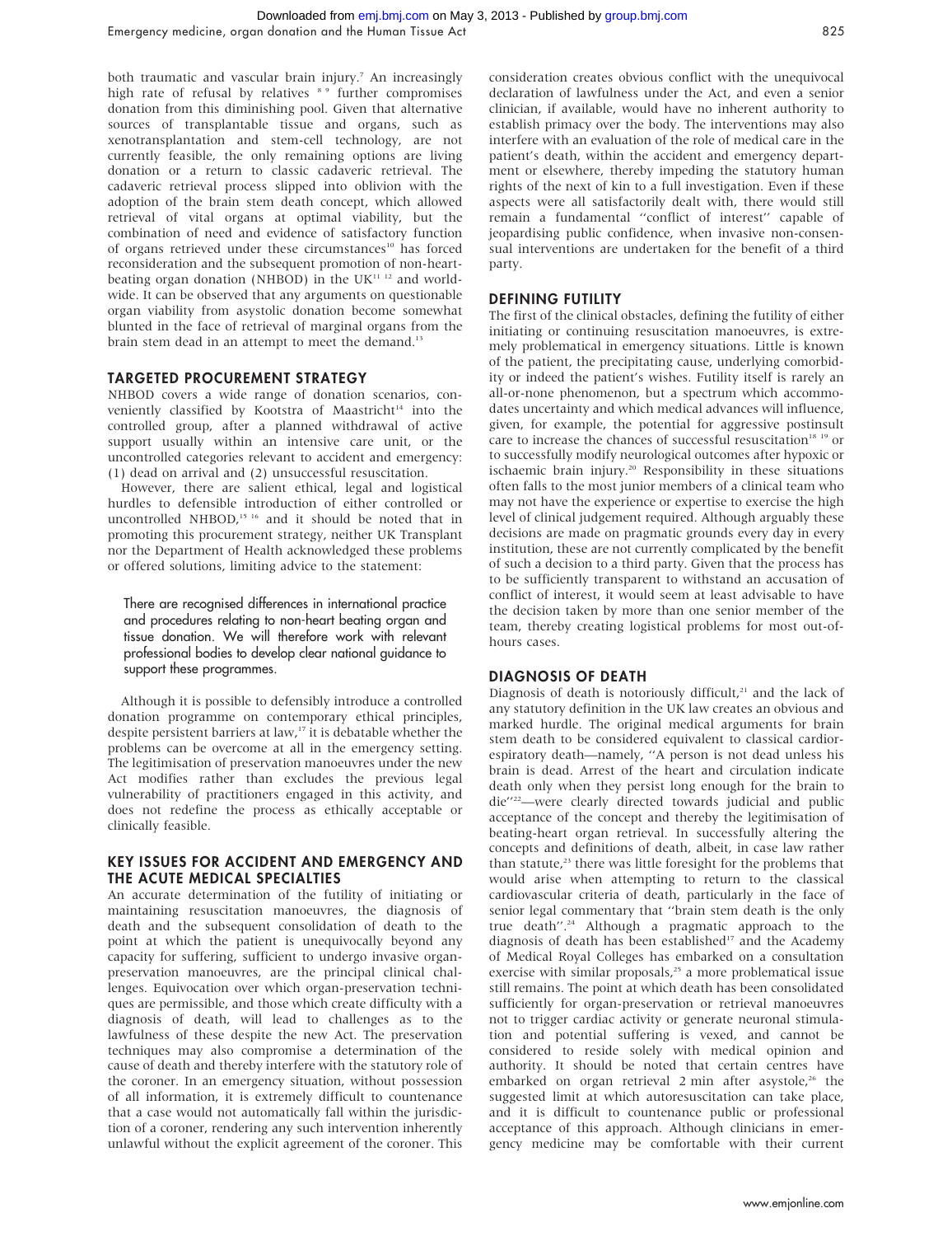both traumatic and vascular brain injury.[7] An increasingly high rate of refusal by relatives [8 9] further compromises donation from this diminishing pool. Given that alternative sources of transplantable tissue and organs, such as xenotransplantation and stem-cell technology, are not currently feasible, the only remaining options are living donation or a return to classic cadaveric retrieval. The cadaveric retrieval process slipped into oblivion with the adoption of the brain stem death concept, which allowed retrieval of vital organs at optimal viability, but the combination of need and evidence of satisfactory function of organs retrieved under these circumstances[10] has forced reconsideration and the subsequent promotion of non-heart-beating organ donation (NHBOD) in the UK[11 12] and worldwide. It can be observed that any arguments on questionable organ viability from asystolic donation become somewhat blunted in the face of retrieval of marginal organs from the brain stem dead in an attempt to meet the demand.[13]

## TARGETED PROCUREMENT STRATEGY

NHBOD covers a wide range of donation scenarios, conveniently classified by Kootstra of Maastricht[14] into the controlled group, after a planned withdrawal of active support usually within an intensive care unit, or the uncontrolled categories relevant to accident and emergency: (1) dead on arrival and (2) unsuccessful resuscitation.

However, there are salient ethical, legal and logistical hurdles to defensible introduction of either controlled or uncontrolled NHBOD,[15 16] and it should be noted that in promoting this procurement strategy, neither UK Transplant nor the Department of Health acknowledged these problems or offered solutions, limiting advice to the statement:

> There are recognised differences in international practice and procedures relating to non-heart beating organ and tissue donation. We will therefore work with relevant professional bodies to develop clear national guidance to support these programmes.

Although it is possible to defensibly introduce a controlled donation programme on contemporary ethical principles, despite persistent barriers at law,[17] it is debatable whether the problems can be overcome at all in the emergency setting. The legitimisation of preservation manoeuvres under the new Act modifies rather than excludes the previous legal vulnerability of practitioners engaged in this activity, and does not redefine the process as ethically acceptable or clinically feasible.

## KEY ISSUES FOR ACCIDENT AND EMERGENCY AND THE ACUTE MEDICAL SPECIALTIES

An accurate determination of the futility of initiating or maintaining resuscitation manoeuvres, the diagnosis of death and the subsequent consolidation of death to the point at which the patient is unequivocally beyond any capacity for suffering, sufficient to undergo invasive organ-preservation manoeuvres, are the principal clinical challenges. Equivocation over which organ-preservation techniques are permissible, and those which create difficulty with a diagnosis of death, will lead to challenges as to the lawfulness of these despite the new Act. The preservation techniques may also compromise a determination of the cause of death and thereby interfere with the statutory role of the coroner. In an emergency situation, without possession of all information, it is extremely difficult to countenance that a case would not automatically fall within the jurisdiction of a coroner, rendering any such intervention inherently unlawful without the explicit agreement of the coroner. This consideration creates obvious conflict with the unequivocal declaration of lawfulness under the Act, and even a senior clinician, if available, would have no inherent authority to establish primacy over the body. The interventions may also interfere with an evaluation of the role of medical care in the patient's death, within the accident and emergency department or elsewhere, thereby impeding the statutory human rights of the next of kin to a full investigation. Even if these aspects were all satisfactorily dealt with, there would still remain a fundamental "conflict of interest" capable of jeopardising public confidence, when invasive non-consensual interventions are undertaken for the benefit of a third party.

## DEFINING FUTILITY

The first of the clinical obstacles, defining the futility of either initiating or continuing resuscitation manoeuvres, is extremely problematical in emergency situations. Little is known of the patient, the precipitating cause, underlying comorbidity or indeed the patient's wishes. Futility itself is rarely an all-or-none phenomenon, but a spectrum which accommodates uncertainty and which medical advances will influence, given, for example, the potential for aggressive postinsult care to increase the chances of successful resuscitation[18 19] or to successfully modify neurological outcomes after hypoxic or ischaemic brain injury.[20] Responsibility in these situations often falls to the most junior members of a clinical team who may not have the experience or expertise to exercise the high level of clinical judgement required. Although arguably these decisions are made on pragmatic grounds every day in every institution, these are not currently complicated by the benefit of such a decision to a third party. Given that the process has to be sufficiently transparent to withstand an accusation of conflict of interest, it would seem at least advisable to have the decision taken by more than one senior member of the team, thereby creating logistical problems for most out-of-hours cases.

## DIAGNOSIS OF DEATH

Diagnosis of death is notoriously difficult,[21] and the lack of any statutory definition in the UK law creates an obvious and marked hurdle. The original medical arguments for brain stem death to be considered equivalent to classical cardiorespiratory death—namely, "A person is not dead unless his brain is dead. Arrest of the heart and circulation indicate death only when they persist long enough for the brain to die"[22]—were clearly directed towards judicial and public acceptance of the concept and thereby the legitimisation of beating-heart organ retrieval. In successfully altering the concepts and definitions of death, albeit, in case law rather than statute,[23] there was little foresight for the problems that would arise when attempting to return to the classical cardiovascular criteria of death, particularly in the face of senior legal commentary that "brain stem death is the only true death".[24] Although a pragmatic approach to the diagnosis of death has been established[17] and the Academy of Medical Royal Colleges has embarked on a consultation exercise with similar proposals,[25] a more problematical issue still remains. The point at which death has been consolidated sufficiently for organ-preservation or retrieval manoeuvres not to trigger cardiac activity or generate neuronal stimulation and potential suffering is vexed, and cannot be considered to reside solely with medical opinion and authority. It should be noted that certain centres have embarked on organ retrieval 2 min after asystole,[26] the suggested limit at which autoresuscitation can take place, and it is difficult to countenance public or professional acceptance of this approach. Although clinicians in emergency medicine may be comfortable with their current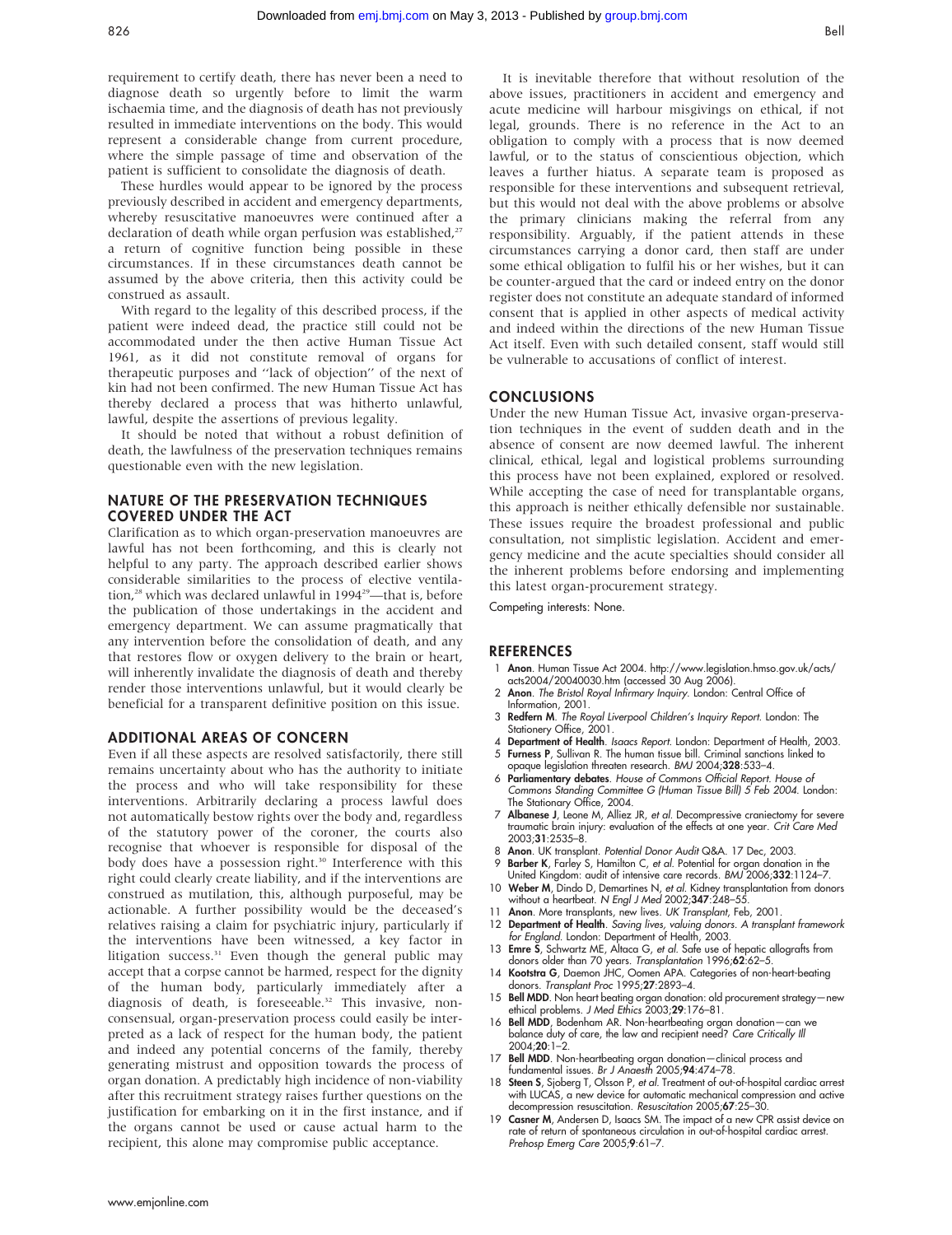requirement to certify death, there has never been a need to diagnose death so urgently before to limit the warm ischaemia time, and the diagnosis of death has not previously resulted in immediate interventions on the body. This would represent a considerable change from current procedure, where the simple passage of time and observation of the patient is sufficient to consolidate the diagnosis of death.

These hurdles would appear to be ignored by the process previously described in accident and emergency departments, whereby resuscitative manoeuvres were continued after a declaration of death while organ perfusion was established,[27] a return of cognitive function being possible in these circumstances. If in these circumstances death cannot be assumed by the above criteria, then this activity could be construed as assault.

With regard to the legality of this described process, if the patient were indeed dead, the practice still could not be accommodated under the then active Human Tissue Act 1961, as it did not constitute removal of organs for therapeutic purposes and "lack of objection" of the next of kin had not been confirmed. The new Human Tissue Act has thereby declared a process that was hitherto unlawful, lawful, despite the assertions of previous legality.

It should be noted that without a robust definition of death, the lawfulness of the preservation techniques remains questionable even with the new legislation.

## NATURE OF THE PRESERVATION TECHNIQUES COVERED UNDER THE ACT

Clarification as to which organ-preservation manoeuvres are lawful has not been forthcoming, and this is clearly not helpful to any party. The approach described earlier shows considerable similarities to the process of elective ventilation,[28] which was declared unlawful in 1994[29]—that is, before the publication of those undertakings in the accident and emergency department. We can assume pragmatically that any intervention before the consolidation of death, and any that restores flow or oxygen delivery to the brain or heart, will inherently invalidate the diagnosis of death and thereby render those interventions unlawful, but it would clearly be beneficial for a transparent definitive position on this issue.

## ADDITIONAL AREAS OF CONCERN

Even if all these aspects are resolved satisfactorily, there still remains uncertainty about who has the authority to initiate the process and who will take responsibility for these interventions. Arbitrarily declaring a process lawful does not automatically bestow rights over the body and, regardless of the statutory power of the coroner, the courts also recognise that whoever is responsible for disposal of the body does have a possession right.[30] Interference with this right could clearly create liability, and if the interventions are construed as mutilation, this, although purposeful, may be actionable. A further possibility would be the deceased's relatives raising a claim for psychiatric injury, particularly if the interventions have been witnessed, a key factor in litigation success.[31] Even though the general public may accept that a corpse cannot be harmed, respect for the dignity of the human body, particularly immediately after a diagnosis of death, is foreseeable.[32] This invasive, non-consensual, organ-preservation process could easily be interpreted as a lack of respect for the human body, the patient and indeed any potential concerns of the family, thereby generating mistrust and opposition towards the process of organ donation. A predictably high incidence of non-viability after this recruitment strategy raises further questions on the justification for embarking on it in the first instance, and if the organs cannot be used or cause actual harm to the recipient, this alone may compromise public acceptance.

It is inevitable therefore that without resolution of the above issues, practitioners in accident and emergency and acute medicine will harbour misgivings on ethical, if not legal, grounds. There is no reference in the Act to an obligation to comply with a process that is now deemed lawful, or to the status of conscientious objection, which leaves a further hiatus. A separate team is proposed as responsible for these interventions and subsequent retrieval, but this would not deal with the above problems or absolve the primary clinicians making the referral from any responsibility. Arguably, if the patient attends in these circumstances carrying a donor card, then staff are under some ethical obligation to fulfil his or her wishes, but it can be counter-argued that the card or indeed entry on the donor register does not constitute an adequate standard of informed consent that is applied in other aspects of medical activity and indeed within the directions of the new Human Tissue Act itself. Even with such detailed consent, staff would still be vulnerable to accusations of conflict of interest.

## CONCLUSIONS

Under the new Human Tissue Act, invasive organ-preservation techniques in the event of sudden death and in the absence of consent are now deemed lawful. The inherent clinical, ethical, legal and logistical problems surrounding this process have not been explained, explored or resolved. While accepting the case of need for transplantable organs, this approach is neither ethically defensible nor sustainable. These issues require the broadest professional and public consultation, not simplistic legislation. Accident and emergency medicine and the acute specialties should consider all the inherent problems before endorsing and implementing this latest organ-procurement strategy.

Competing interests: None.

## REFERENCES

1. **Anon**. Human Tissue Act 2004. http://www.legislation.hmso.gov.uk/acts/acts2004/20040030.htm (accessed 30 Aug 2006).
2. **Anon**. *The Bristol Royal Infirmary Inquiry*. London: Central Office of Information, 2001.
3. **Redfern M**. *The Royal Liverpool Children's Inquiry Report*. London: The Stationery Office, 2001.
4. **Department of Health**. *Isaacs Report*. London: Department of Health, 2003.
5. **Furness P**, Sullivan R. The human tissue bill. Criminal sanctions linked to opaque legislation threaten research. *BMJ* 2004;**328**:533–4.
6. **Parliamentary debates**. *House of Commons Official Report. House of Commons Standing Committee G (Human Tissue Bill) 5 Feb 2004*. London: The Stationary Office, 2004.
7. **Albanese J**, Leone M, Alliez JR, *et al*. Decompressive craniectomy for severe traumatic brain injury: evaluation of the effects at one year. *Crit Care Med* 2003;**31**:2535–8.
8. **Anon**. UK transplant. *Potential Donor Audit* Q&A. 17 Dec, 2003.
9. **Barber K**, Farley S, Hamilton C, *et al*. Potential for organ donation in the United Kingdom: audit of intensive care records. *BMJ* 2006;**332**:1124–7.
10. **Weber M**, Dindo D, Demartines N, *et al*. Kidney transplantation from donors without a heartbeat. *N Engl J Med* 2002;**347**:248–55.
11. **Anon**. More transplants, new lives. *UK Transplant*, Feb, 2001.
12. **Department of Health**. *Saving lives, valuing donors. A transplant framework for England*. London: Department of Health, 2003.
13. **Emre S**, Schwartz ME, Altaca G, *et al*. Safe use of hepatic allografts from donors older than 70 years. *Transplantation* 1996;**62**:62–5.
14. **Kootstra G**, Daemon JHC, Oomen APA. Categories of non-heart-beating donors. *Transplant Proc* 1995;**27**:2893–4.
15. **Bell MDD**. Non heart beating organ donation: old procurement strategy—new ethical problems. *J Med Ethics* 2003;**29**:176–81.
16. **Bell MDD**, Bodenham AR. Non-heartbeating organ donation—can we balance duty of care, the law and recipient need? *Care Critically Ill* 2004;**20**:1–2.
17. **Bell MDD**. Non-heartbeating organ donation—clinical process and fundamental issues. *Br J Anaesth* 2005;**94**:474–78.
18. **Steen S**, Sjoberg T, Olsson P, *et al*. Treatment of out-of-hospital cardiac arrest with LUCAS, a new device for automatic mechanical compression and active decompression resuscitation. *Resuscitation* 2005;**67**:25–30.
19. **Casner M**, Andersen D, Isaacs SM. The impact of a new CPR assist device on rate of return of spontaneous circulation in out-of-hospital cardiac arrest. *Prehosp Emerg Care* 2005;**9**:61–7.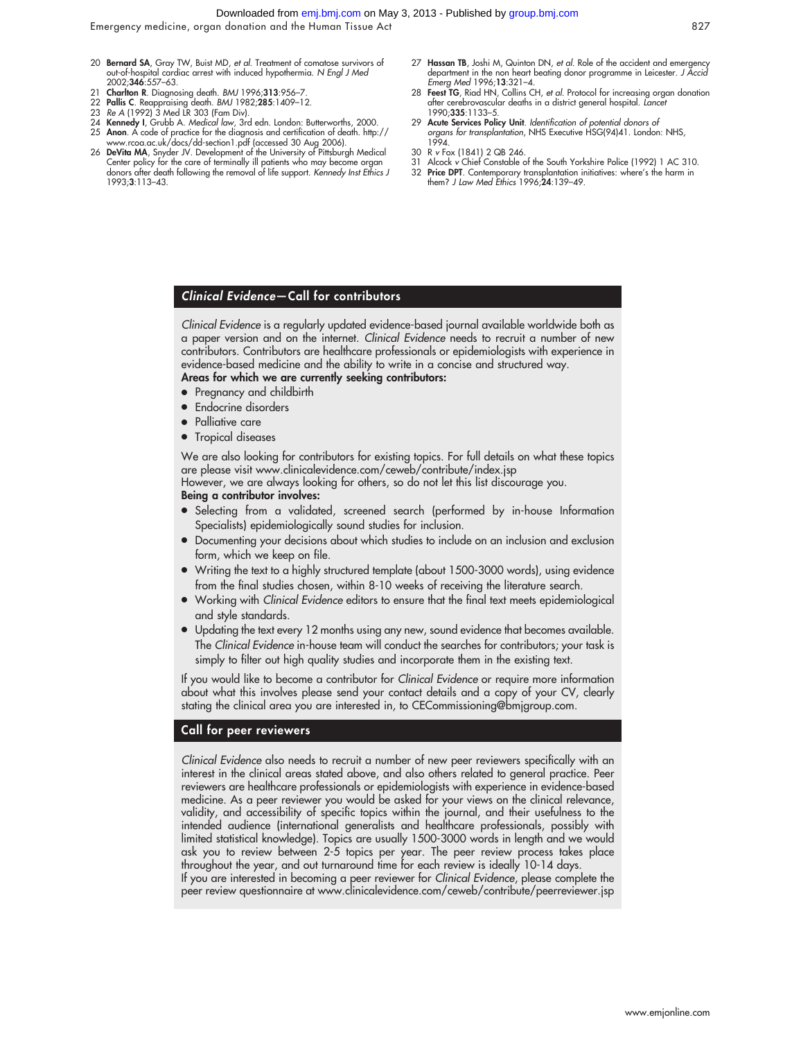20 **Bernard SA**, Gray TW, Buist MD, *et al*. Treatment of comatose survivors of out-of-hospital cardiac arrest with induced hypothermia. *N Engl J Med* 2002;**346**:557–63.

21 **Charlton R**. Diagnosing death. *BMJ* 1996;**313**:956–7.

22 **Pallis C**. Reappraising death. *BMJ* 1982;**285**:1409–12.

23 *Re A* (1992) 3 Med LR 303 (Fam Div).

24 **Kennedy I**, Grubb A. *Medical law*, 3rd edn. London: Butterworths, 2000.

25 **Anon**. A code of practice for the diagnosis and certification of death. http://www.rcoa.ac.uk/docs/dd-section1.pdf (accessed 30 Aug 2006).

26 **DeVita MA**, Snyder JV. Development of the University of Pittsburgh Medical Center policy for the care of terminally ill patients who may become organ donors after death following the removal of life support. *Kennedy Inst Ethics J* 1993;**3**:113–43.

27 **Hassan TB**, Joshi M, Quinton DN, *et al*. Role of the accident and emergency department in the non heart beating donor programme in Leicester. *J Accid Emerg Med* 1996;**13**:321–4.

28 **Feest TG**, Riad HN, Collins CH, *et al*. Protocol for increasing organ donation after cerebrovascular deaths in a district general hospital. *Lancet* 1990;**335**:1133–5.

29 **Acute Services Policy Unit**. *Identification of potential donors of organs for transplantation*, NHS Executive HSG(94)41. London: NHS, 1994.

30 R *v* Fox (1841) 2 QB 246.

31 Alcock *v* Chief Constable of the South Yorkshire Police (1992) 1 AC 310.

32 **Price DPT**. Contemporary transplantation initiatives: where's the harm in them? *J Law Med Ethics* 1996;**24**:139–49.

## *Clinical Evidence*—Call for contributors

*Clinical Evidence* is a regularly updated evidence-based journal available worldwide both as a paper version and on the internet. *Clinical Evidence* needs to recruit a number of new contributors. Contributors are healthcare professionals or epidemiologists with experience in evidence-based medicine and the ability to write in a concise and structured way.

**Areas for which we are currently seeking contributors:**

- Pregnancy and childbirth
- Endocrine disorders
- Palliative care
- Tropical diseases

We are also looking for contributors for existing topics. For full details on what these topics are please visit www.clinicalevidence.com/ceweb/contribute/index.jsp

However, we are always looking for others, so do not let this list discourage you.

**Being a contributor involves:**

- Selecting from a validated, screened search (performed by in-house Information Specialists) epidemiologically sound studies for inclusion.
- Documenting your decisions about which studies to include on an inclusion and exclusion form, which we keep on file.
- Writing the text to a highly structured template (about 1500-3000 words), using evidence from the final studies chosen, within 8-10 weeks of receiving the literature search.
- Working with *Clinical Evidence* editors to ensure that the final text meets epidemiological and style standards.
- Updating the text every 12 months using any new, sound evidence that becomes available. The *Clinical Evidence* in-house team will conduct the searches for contributors; your task is simply to filter out high quality studies and incorporate them in the existing text.

If you would like to become a contributor for *Clinical Evidence* or require more information about what this involves please send your contact details and a copy of your CV, clearly stating the clinical area you are interested in, to CECommissioning@bmjgroup.com.

## Call for peer reviewers

*Clinical Evidence* also needs to recruit a number of new peer reviewers specifically with an interest in the clinical areas stated above, and also others related to general practice. Peer reviewers are healthcare professionals or epidemiologists with experience in evidence-based medicine. As a peer reviewer you would be asked for your views on the clinical relevance, validity, and accessibility of specific topics within the journal, and their usefulness to the intended audience (international generalists and healthcare professionals, possibly with limited statistical knowledge). Topics are usually 1500-3000 words in length and we would ask you to review between 2-5 topics per year. The peer review process takes place throughout the year, and out turnaround time for each review is ideally 10-14 days.

If you are interested in becoming a peer reviewer for *Clinical Evidence*, please complete the peer review questionnaire at www.clinicalevidence.com/ceweb/contribute/peerreviewer.jsp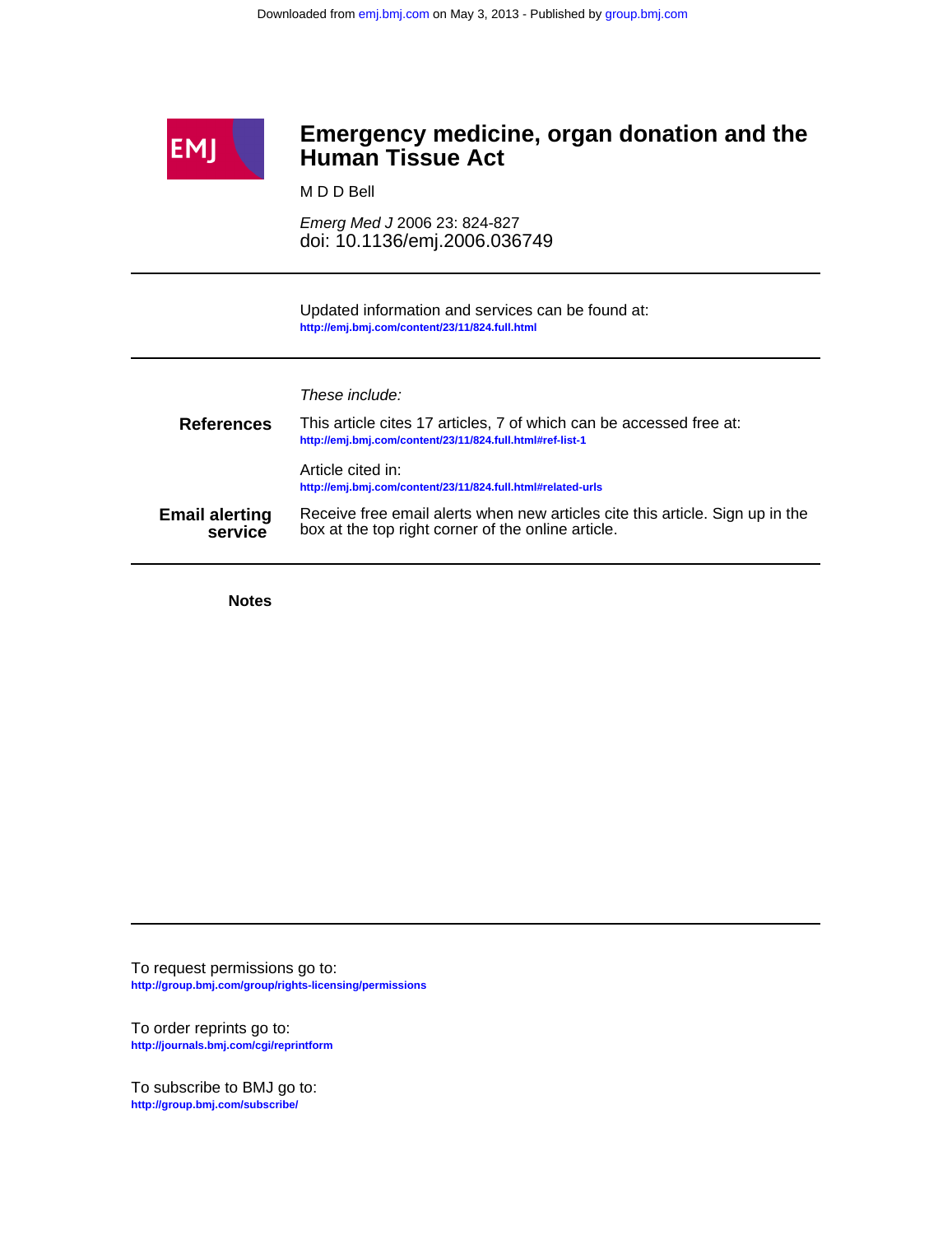Downloaded from emj.bmj.com on May 3, 2013 - Published by group.bmj.com

# Emergency medicine, organ donation and the Human Tissue Act

M D D Bell

*Emerg Med J* 2006 23: 824-827
doi: 10.1136/emj.2006.036749

Updated information and services can be found at:
http://emj.bmj.com/content/23/11/824.full.html

*These include:*

**References**

This article cites 17 articles, 7 of which can be accessed free at:
http://emj.bmj.com/content/23/11/824.full.html#ref-list-1

Article cited in:
http://emj.bmj.com/content/23/11/824.full.html#related-urls

**Email alerting service**

Receive free email alerts when new articles cite this article. Sign up in the box at the top right corner of the online article.

**Notes**

To request permissions go to:
http://group.bmj.com/group/rights-licensing/permissions

To order reprints go to:
http://journals.bmj.com/cgi/reprintform

To subscribe to BMJ go to:
http://group.bmj.com/subscribe/